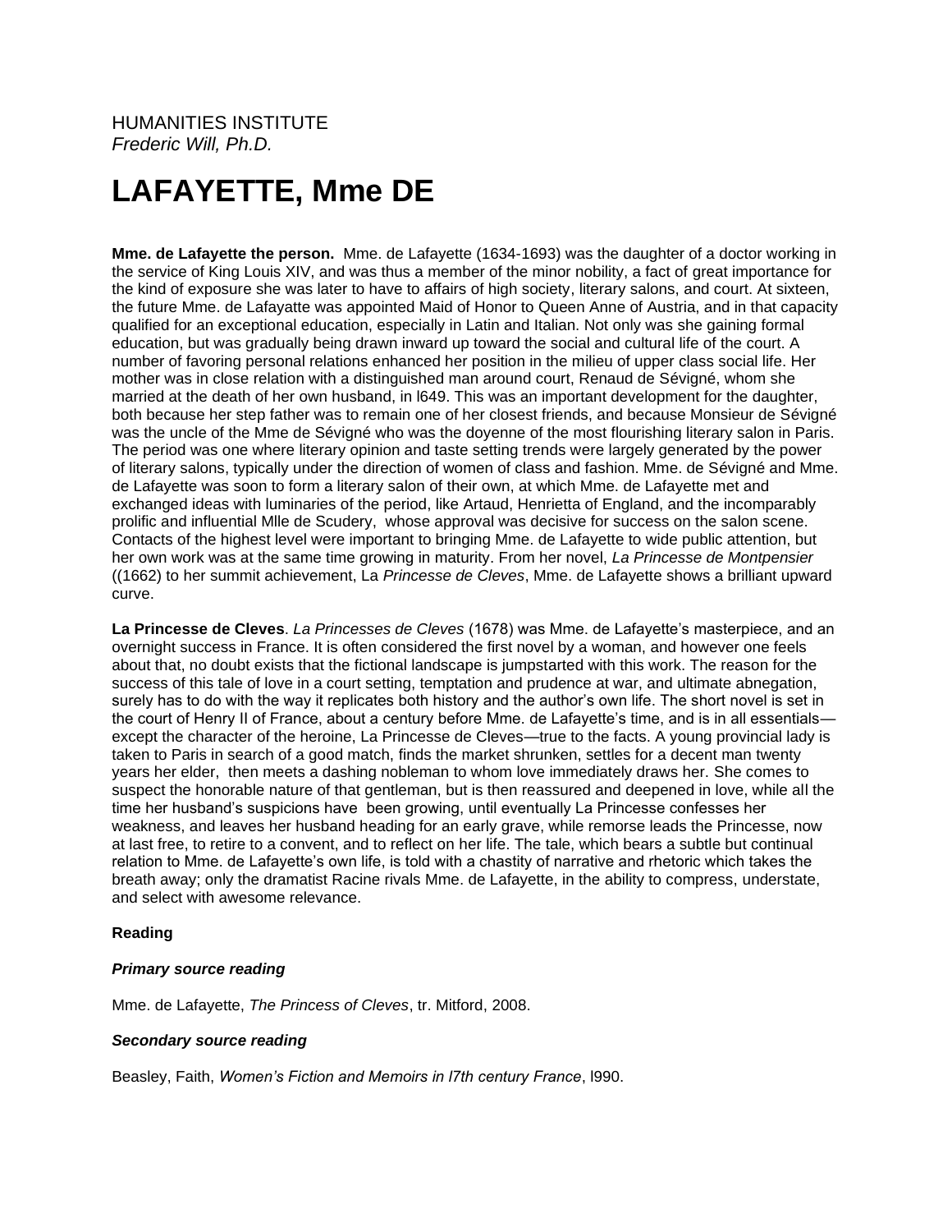HUMANITIES INSTITUTE
*Frederic Will, Ph.D.*

# LAFAYETTE, Mme DE

**Mme. de Lafayette the person.** Mme. de Lafayette (1634-1693) was the daughter of a doctor working in the service of King Louis XIV, and was thus a member of the minor nobility, a fact of great importance for the kind of exposure she was later to have to affairs of high society, literary salons, and court. At sixteen, the future Mme. de Lafayatte was appointed Maid of Honor to Queen Anne of Austria, and in that capacity qualified for an exceptional education, especially in Latin and Italian. Not only was she gaining formal education, but was gradually being drawn inward up toward the social and cultural life of the court. A number of favoring personal relations enhanced her position in the milieu of upper class social life. Her mother was in close relation with a distinguished man around court, Renaud de Sévigné, whom she married at the death of her own husband, in l649. This was an important development for the daughter, both because her step father was to remain one of her closest friends, and because Monsieur de Sévigné was the uncle of the Mme de Sévigné who was the doyenne of the most flourishing literary salon in Paris. The period was one where literary opinion and taste setting trends were largely generated by the power of literary salons, typically under the direction of women of class and fashion. Mme. de Sévigné and Mme. de Lafayette was soon to form a literary salon of their own, at which Mme. de Lafayette met and exchanged ideas with luminaries of the period, like Artaud, Henrietta of England, and the incomparably prolific and influential Mlle de Scudery, whose approval was decisive for success on the salon scene. Contacts of the highest level were important to bringing Mme. de Lafayette to wide public attention, but her own work was at the same time growing in maturity. From her novel, *La Princesse de Montpensier* ((1662) to her summit achievement, La *Princesse de Cleves*, Mme. de Lafayette shows a brilliant upward curve.

**La Princesse de Cleves**. *La Princesses de Cleves* (1678) was Mme. de Lafayette's masterpiece, and an overnight success in France. It is often considered the first novel by a woman, and however one feels about that, no doubt exists that the fictional landscape is jumpstarted with this work. The reason for the success of this tale of love in a court setting, temptation and prudence at war, and ultimate abnegation, surely has to do with the way it replicates both history and the author's own life. The short novel is set in the court of Henry II of France, about a century before Mme. de Lafayette's time, and is in all essentials—except the character of the heroine, La Princesse de Cleves—true to the facts. A young provincial lady is taken to Paris in search of a good match, finds the market shrunken, settles for a decent man twenty years her elder, then meets a dashing nobleman to whom love immediately draws her. She comes to suspect the honorable nature of that gentleman, but is then reassured and deepened in love, while all the time her husband's suspicions have been growing, until eventually La Princesse confesses her weakness, and leaves her husband heading for an early grave, while remorse leads the Princesse, now at last free, to retire to a convent, and to reflect on her life. The tale, which bears a subtle but continual relation to Mme. de Lafayette's own life, is told with a chastity of narrative and rhetoric which takes the breath away; only the dramatist Racine rivals Mme. de Lafayette, in the ability to compress, understate, and select with awesome relevance.

**Reading**

***Primary source reading***

Mme. de Lafayette, *The Princess of Cleves*, tr. Mitford, 2008.

***Secondary source reading***

Beasley, Faith, *Women's Fiction and Memoirs in l7th century France*, l990.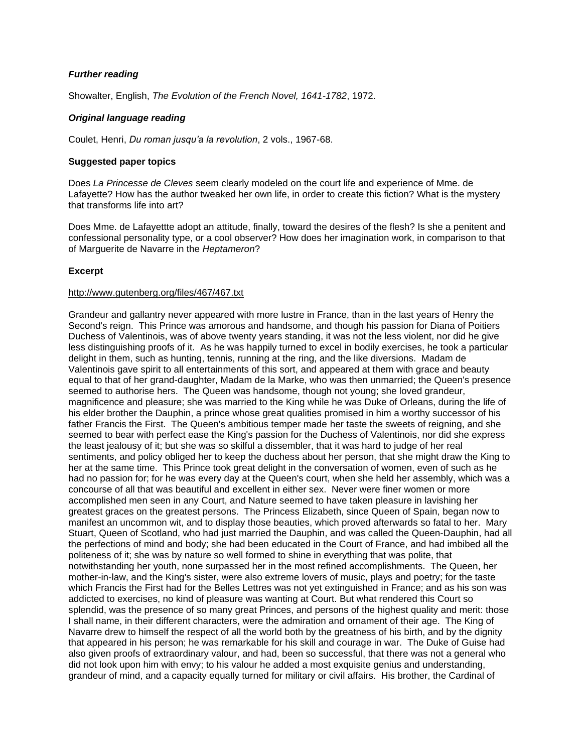### *Further reading*

Showalter, English, *The Evolution of the French Novel, 1641-1782*, 1972.

### *Original language reading*

Coulet, Henri, *Du roman jusqu'a la revolution*, 2 vols., 1967-68.

### **Suggested paper topics**

Does *La Princesse de Cleves* seem clearly modeled on the court life and experience of Mme. de Lafayette? How has the author tweaked her own life, in order to create this fiction? What is the mystery that transforms life into art?

Does Mme. de Lafayettte adopt an attitude, finally, toward the desires of the flesh? Is she a penitent and confessional personality type, or a cool observer? How does her imagination work, in comparison to that of Marguerite de Navarre in the *Heptameron*?

### **Excerpt**

http://www.gutenberg.org/files/467/467.txt

Grandeur and gallantry never appeared with more lustre in France, than in the last years of Henry the Second's reign. This Prince was amorous and handsome, and though his passion for Diana of Poitiers Duchess of Valentinois, was of above twenty years standing, it was not the less violent, nor did he give less distinguishing proofs of it. As he was happily turned to excel in bodily exercises, he took a particular delight in them, such as hunting, tennis, running at the ring, and the like diversions. Madam de Valentinois gave spirit to all entertainments of this sort, and appeared at them with grace and beauty equal to that of her grand-daughter, Madam de la Marke, who was then unmarried; the Queen's presence seemed to authorise hers. The Queen was handsome, though not young; she loved grandeur, magnificence and pleasure; she was married to the King while he was Duke of Orleans, during the life of his elder brother the Dauphin, a prince whose great qualities promised in him a worthy successor of his father Francis the First. The Queen's ambitious temper made her taste the sweets of reigning, and she seemed to bear with perfect ease the King's passion for the Duchess of Valentinois, nor did she express the least jealousy of it; but she was so skilful a dissembler, that it was hard to judge of her real sentiments, and policy obliged her to keep the duchess about her person, that she might draw the King to her at the same time. This Prince took great delight in the conversation of women, even of such as he had no passion for; for he was every day at the Queen's court, when she held her assembly, which was a concourse of all that was beautiful and excellent in either sex. Never were finer women or more accomplished men seen in any Court, and Nature seemed to have taken pleasure in lavishing her greatest graces on the greatest persons. The Princess Elizabeth, since Queen of Spain, began now to manifest an uncommon wit, and to display those beauties, which proved afterwards so fatal to her. Mary Stuart, Queen of Scotland, who had just married the Dauphin, and was called the Queen-Dauphin, had all the perfections of mind and body; she had been educated in the Court of France, and had imbibed all the politeness of it; she was by nature so well formed to shine in everything that was polite, that notwithstanding her youth, none surpassed her in the most refined accomplishments. The Queen, her mother-in-law, and the King's sister, were also extreme lovers of music, plays and poetry; for the taste which Francis the First had for the Belles Lettres was not yet extinguished in France; and as his son was addicted to exercises, no kind of pleasure was wanting at Court. But what rendered this Court so splendid, was the presence of so many great Princes, and persons of the highest quality and merit: those I shall name, in their different characters, were the admiration and ornament of their age. The King of Navarre drew to himself the respect of all the world both by the greatness of his birth, and by the dignity that appeared in his person; he was remarkable for his skill and courage in war. The Duke of Guise had also given proofs of extraordinary valour, and had, been so successful, that there was not a general who did not look upon him with envy; to his valour he added a most exquisite genius and understanding, grandeur of mind, and a capacity equally turned for military or civil affairs. His brother, the Cardinal of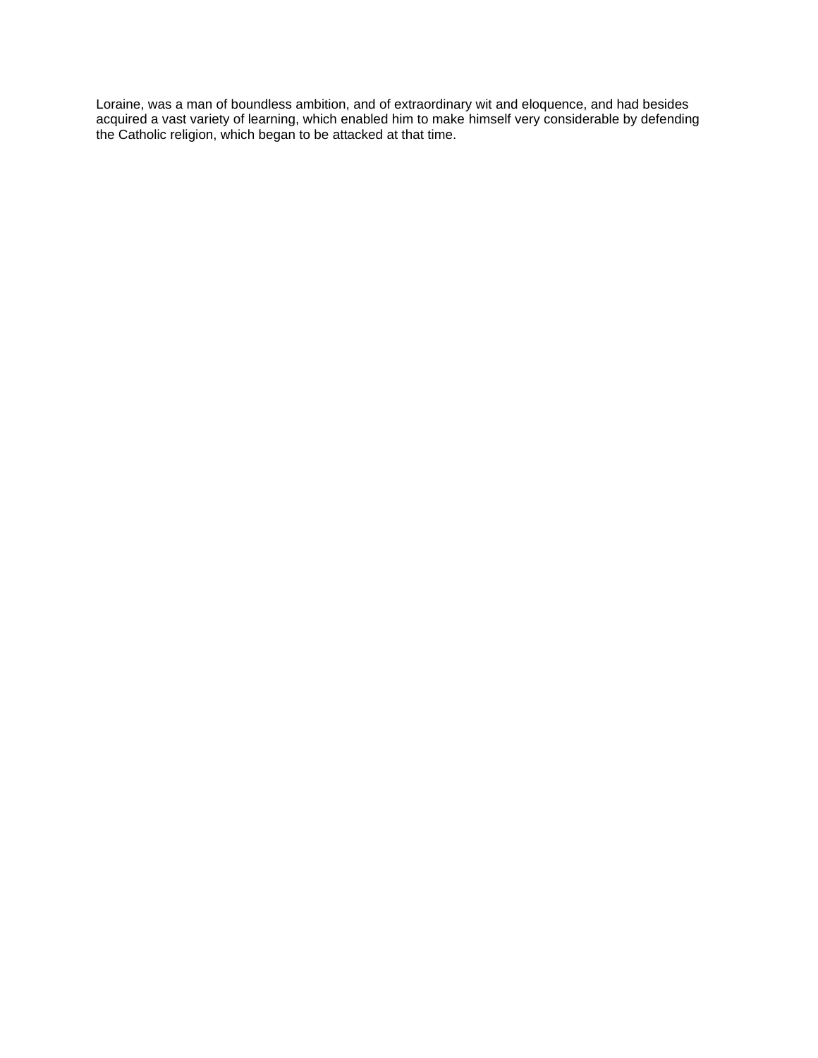Loraine, was a man of boundless ambition, and of extraordinary wit and eloquence, and had besides acquired a vast variety of learning, which enabled him to make himself very considerable by defending the Catholic religion, which began to be attacked at that time.